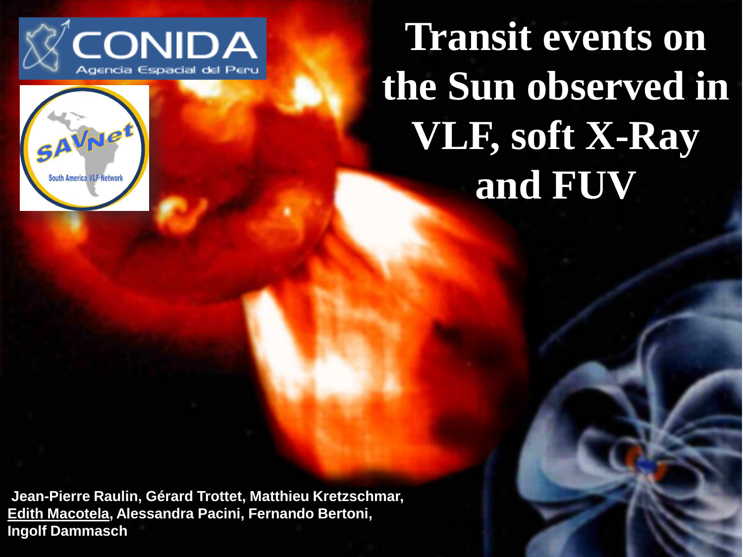# Transit events on the Sun observed in VLF, soft X-Ray and FUV

**Jean-Pierre Raulin, Gérard Trottet, Matthieu Kretzschmar, Edith Macotela, Alessandra Pacini, Fernando Bertoni, Ingolf Dammasch**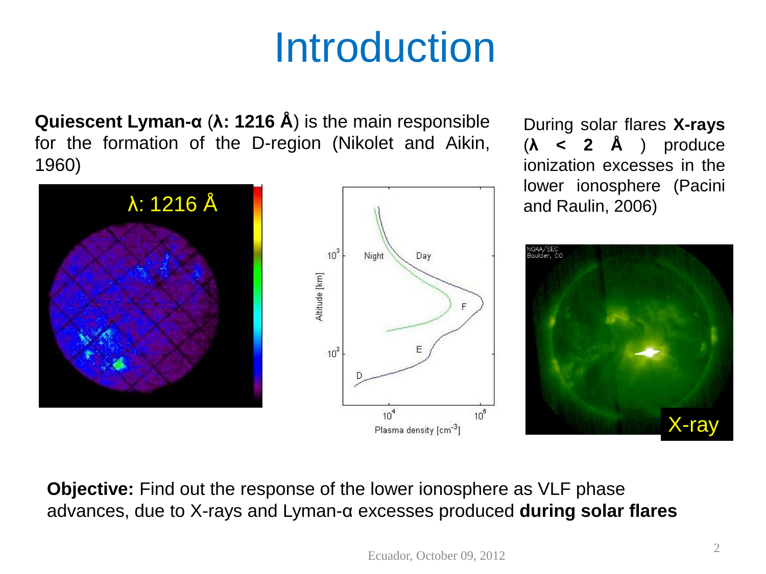# Introduction

**Quiescent Lyman-α** (**λ: 1216 Å**) is the main responsible for the formation of the D-region (Nikolet and Aikin, 1960)

During solar flares **X-rays** (**λ < 2 Å**) produce ionization excesses in the lower ionosphere (Pacini and Raulin, 2006)

**Objective:** Find out the response of the lower ionosphere as VLF phase advances, due to X-rays and Lyman-α excesses produced **during solar flares**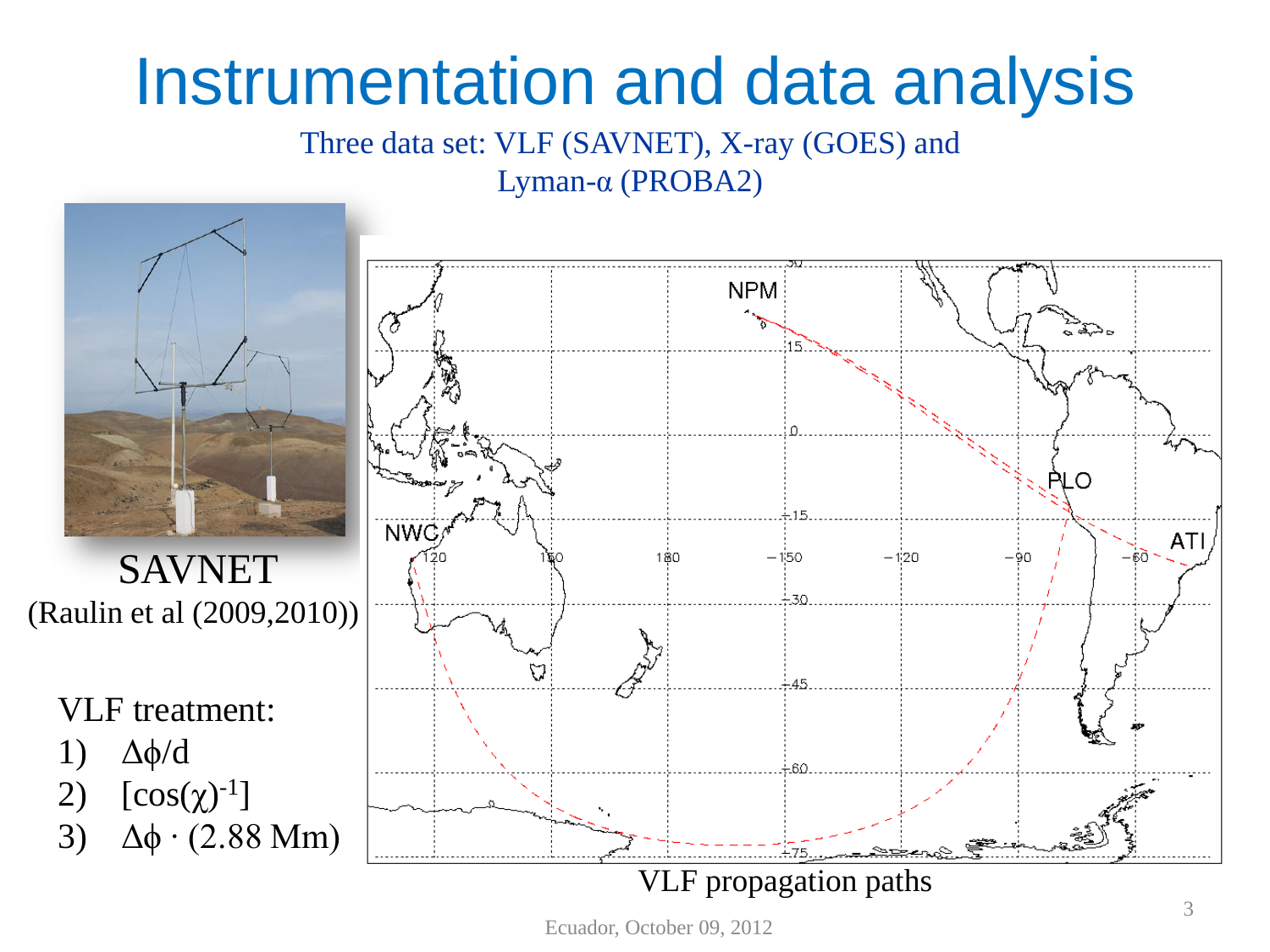# Instrumentation and data analysis

Three data set: VLF (SAVNET), X-ray (GOES) and Lyman-α (PROBA2)

SAVNET

(Raulin et al (2009,2010))

VLF treatment:

1) $\Delta\phi/d$
2) $[\cos(\chi)^{-1}]$
3) $\Delta\phi \cdot (2.88 \text{ Mm})$

VLF propagation paths

Ecuador, October 09, 2012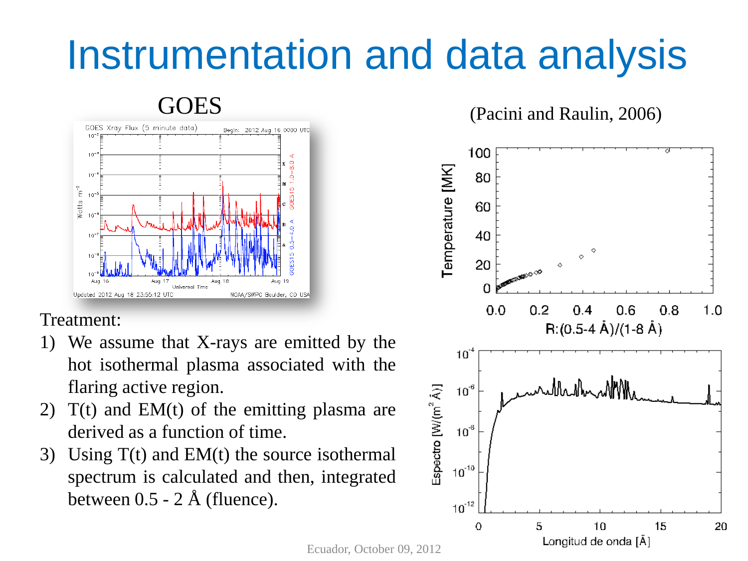# Instrumentation and data analysis

GOES

(Pacini and Raulin, 2006)

Treatment:

1) We assume that X-rays are emitted by the hot isothermal plasma associated with the flaring active region.
2) T(t) and EM(t) of the emitting plasma are derived as a function of time.
3) Using T(t) and EM(t) the source isothermal spectrum is calculated and then, integrated between 0.5 - 2 Å (fluence).

Ecuador, October 09, 2012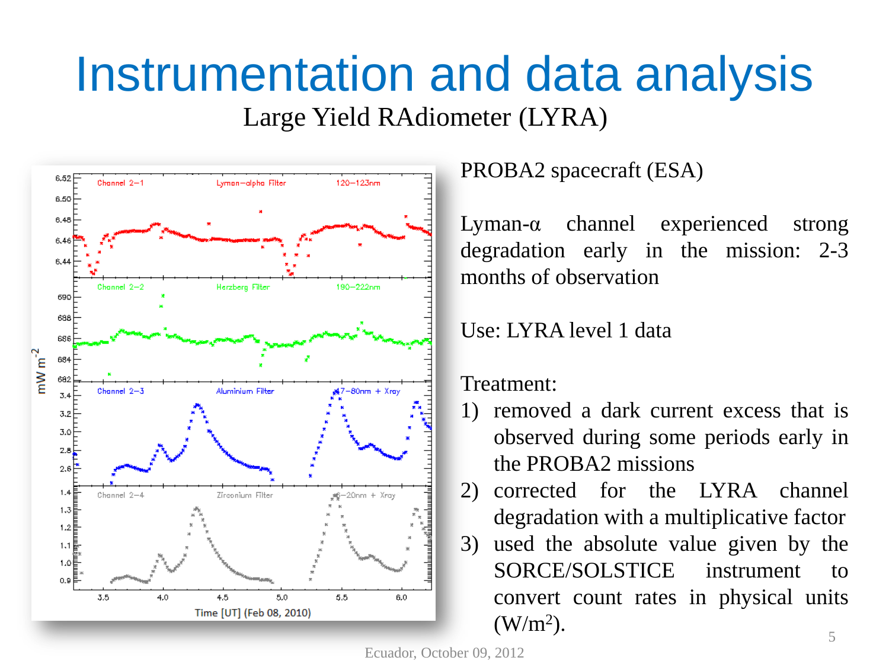# Instrumentation and data analysis

Large Yield RAdiometer (LYRA)

PROBA2 spacecraft (ESA)

Lyman-α channel experienced strong degradation early in the mission: 2-3 months of observation

Use: LYRA level 1 data

Treatment:

1) removed a dark current excess that is observed during some periods early in the PROBA2 missions
2) corrected for the LYRA channel degradation with a multiplicative factor
3) used the absolute value given by the SORCE/SOLSTICE instrument to convert count rates in physical units ($W/m^2$).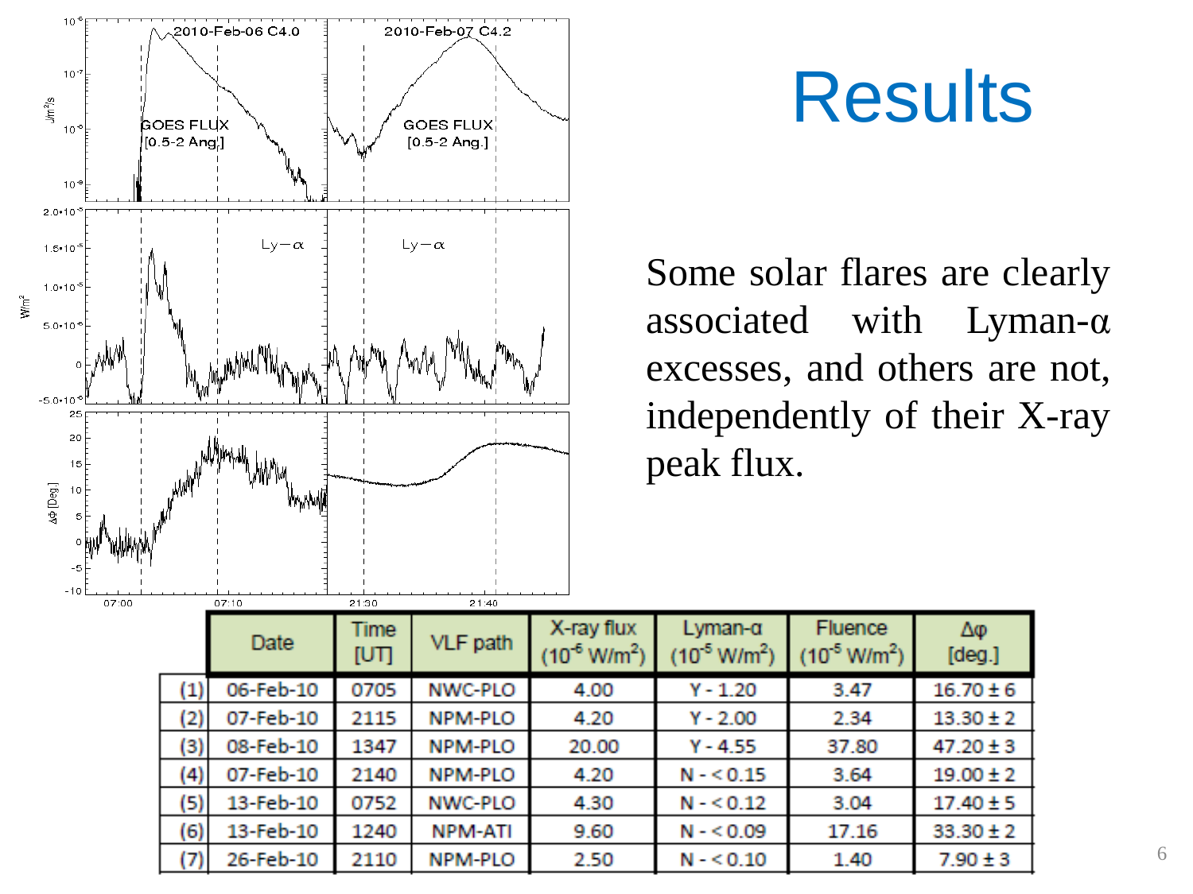# Results

Some solar flares are clearly associated with Lyman-α excesses, and others are not, independently of their X-ray peak flux.

|  | Date | Time [UT] | VLF path | X-ray flux ($10^{-6}$ W/m$^2$) | Lyman-α ($10^{-5}$ W/m$^2$) | Fluence ($10^{-5}$ W/m$^2$) | Δφ [deg.] |
|---|---|---|---|---|---|---|---|
| (1) | 06-Feb-10 | 0705 | NWC-PLO | 4.00 | Y - 1.20 | 3.47 | 16.70 ± 6 |
| (2) | 07-Feb-10 | 2115 | NPM-PLO | 4.20 | Y - 2.00 | 2.34 | 13.30 ± 2 |
| (3) | 08-Feb-10 | 1347 | NPM-PLO | 20.00 | Y - 4.55 | 37.80 | 47.20 ± 3 |
| (4) | 07-Feb-10 | 2140 | NPM-PLO | 4.20 | N - < 0.15 | 3.64 | 19.00 ± 2 |
| (5) | 13-Feb-10 | 0752 | NWC-PLO | 4.30 | N - < 0.12 | 3.04 | 17.40 ± 5 |
| (6) | 13-Feb-10 | 1240 | NPM-ATI | 9.60 | N - < 0.09 | 17.16 | 33.30 ± 2 |
| (7) | 26-Feb-10 | 2110 | NPM-PLO | 2.50 | N - < 0.10 | 1.40 | 7.90 ± 3 |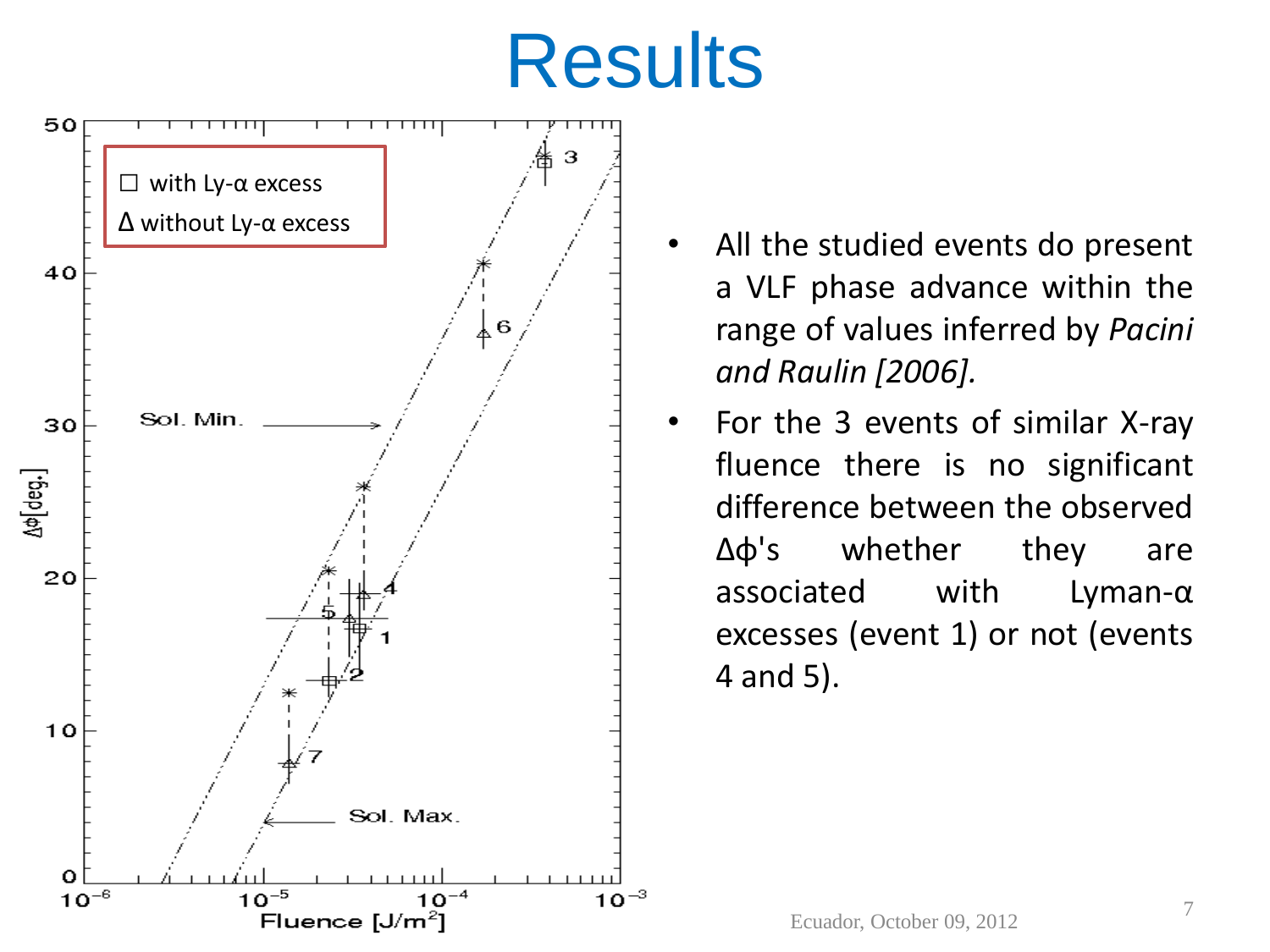# Results

□ with Ly-α excess

Δ without Ly-α excess

- All the studied events do present a VLF phase advance within the range of values inferred by *Pacini and Raulin [2006].*
- For the 3 events of similar X-ray fluence there is no significant difference between the observed $\Delta\phi$'s whether they are associated with Lyman-α excesses (event 1) or not (events 4 and 5).

Ecuador, October 09, 2012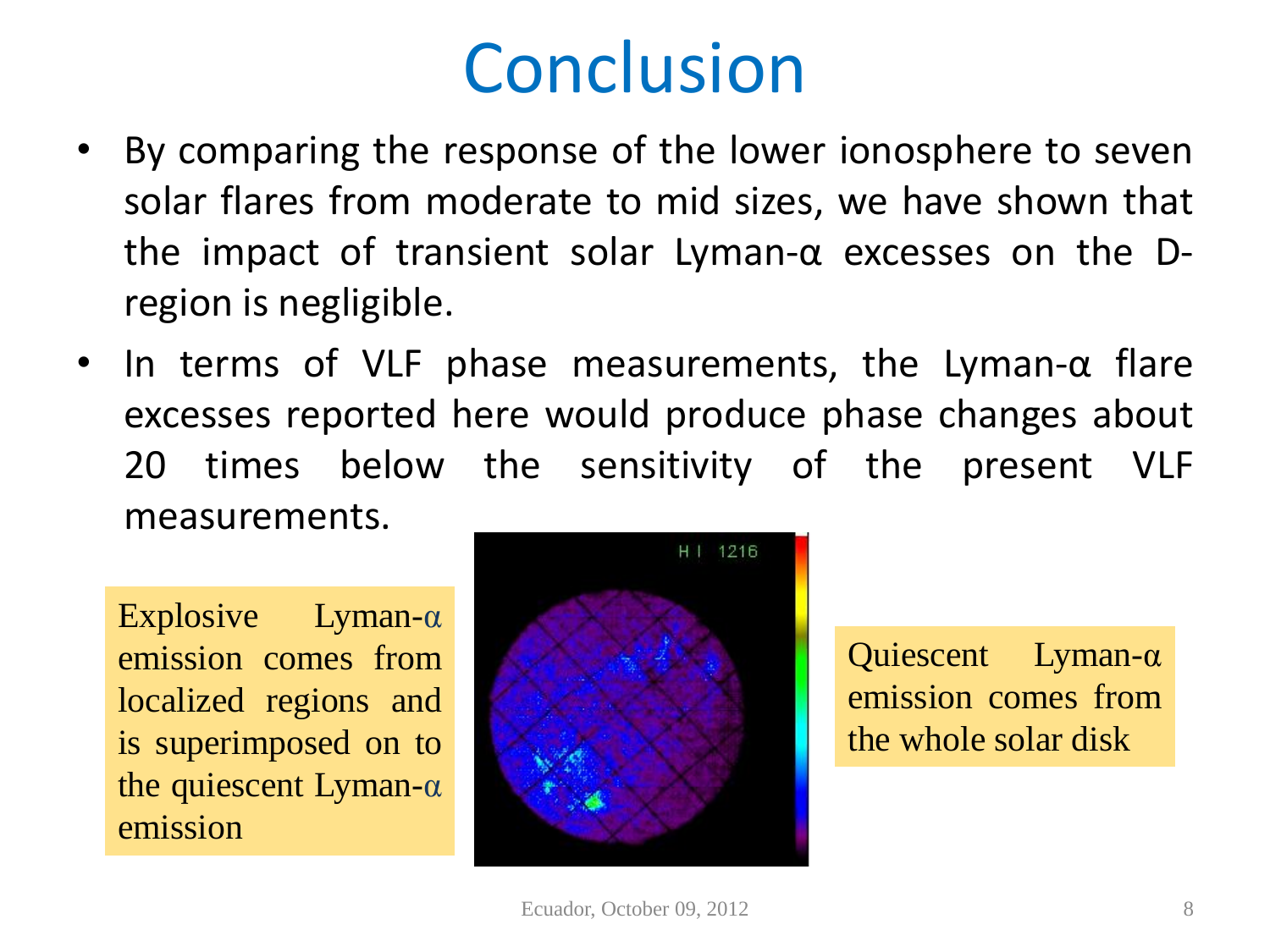# Conclusion

- By comparing the response of the lower ionosphere to seven solar flares from moderate to mid sizes, we have shown that the impact of transient solar Lyman-α excesses on the D-region is negligible.
- In terms of VLF phase measurements, the Lyman-α flare excesses reported here would produce phase changes about 20 times below the sensitivity of the present VLF measurements.

Explosive Lyman-α emission comes from localized regions and is superimposed on to the quiescent Lyman-α emission

Quiescent Lyman-α emission comes from the whole solar disk

Ecuador, October 09, 2012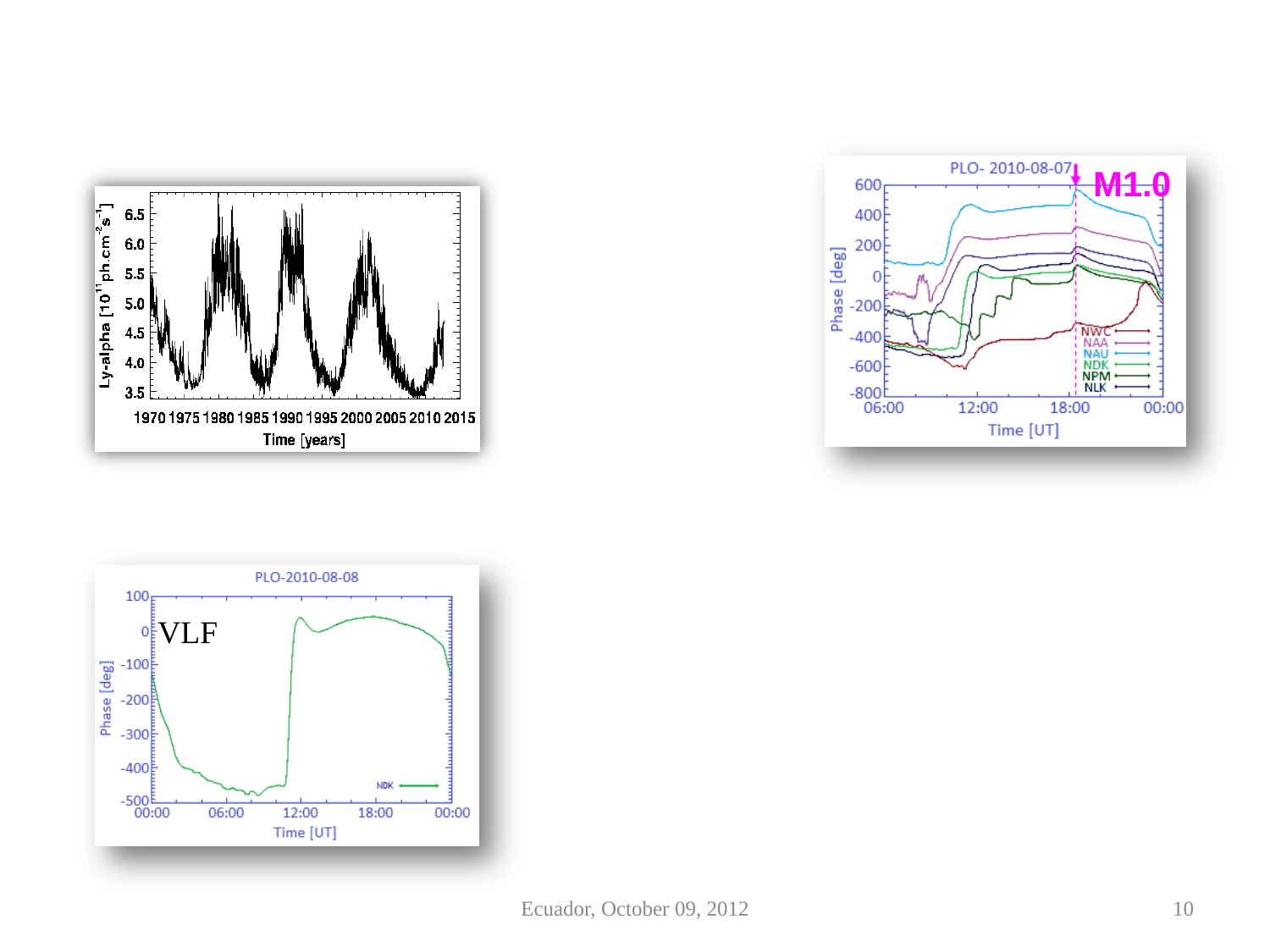Ly-alpha [$10^{11}$ ph.cm$^{-2}$s$^{-1}$]

6.5
6.0
5.5
5.0
4.5
4.0
3.5

1970 1975 1980 1985 1990 1995 2000 2005 2010 2015

Time [years]

PLO- 2010-08-07

M1.0

Phase [deg]

600
400
200
0
-200
-400
-600
-800

06:00 12:00 18:00 00:00

Time [UT]

NWC
NAA
NAU
NDK
NPM
NLK

PLO-2010-08-08

VLF

Phase [deg]

100
0
-100
-200
-300
-400
-500

00:00 06:00 12:00 18:00 00:00

Time [UT]

NDK